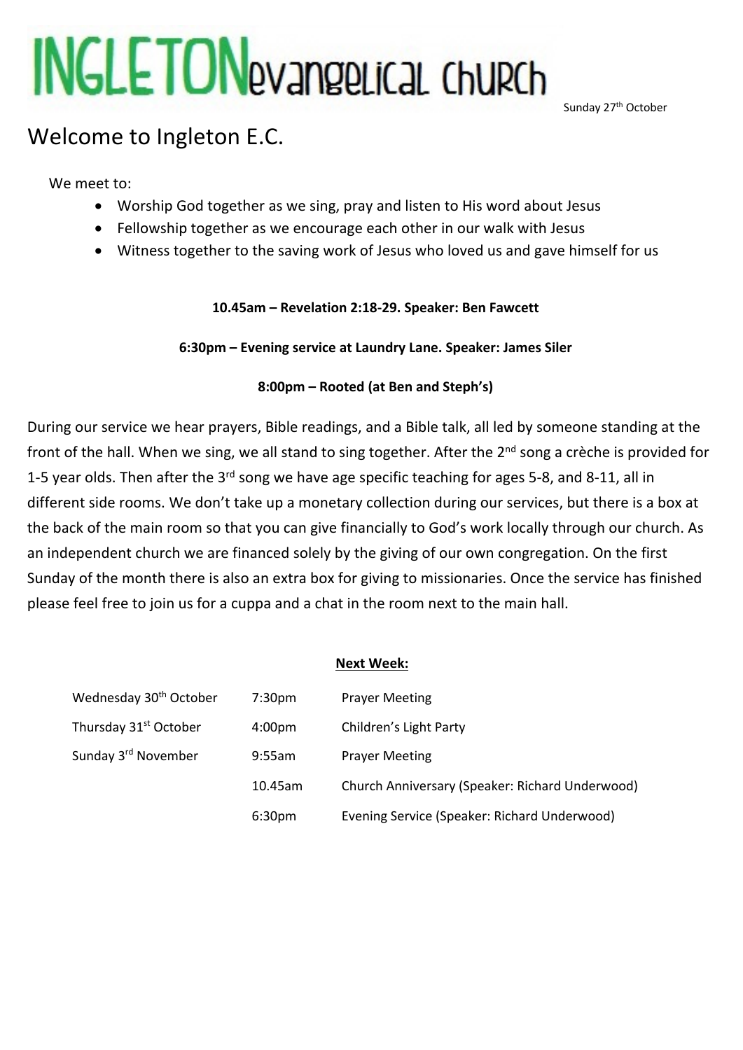# INGLETON evangelical church

Sunday 27th October

## Welcome to Ingleton E.C.

We meet to:

- Worship God together as we sing, pray and listen to His word about Jesus
- Fellowship together as we encourage each other in our walk with Jesus
- Witness together to the saving work of Jesus who loved us and gave himself for us

**10.45am – Revelation 2:18-29. Speaker: Ben Fawcett**

**6:30pm – Evening service at Laundry Lane. Speaker: James Siler**

**8:00pm – Rooted (at Ben and Steph's)**

During our service we hear prayers, Bible readings, and a Bible talk, all led by someone standing at the front of the hall. When we sing, we all stand to sing together. After the 2nd song a crèche is provided for 1-5 year olds. Then after the 3rd song we have age specific teaching for ages 5-8, and 8-11, all in different side rooms. We don't take up a monetary collection during our services, but there is a box at the back of the main room so that you can give financially to God's work locally through our church. As an independent church we are financed solely by the giving of our own congregation. On the first Sunday of the month there is also an extra box for giving to missionaries. Once the service has finished please feel free to join us for a cuppa and a chat in the room next to the main hall.

**Next Week:**

| | | |
|---|---|---|
| Wednesday 30th October | 7:30pm | Prayer Meeting |
| Thursday 31st October | 4:00pm | Children's Light Party |
| Sunday 3rd November | 9:55am | Prayer Meeting |
| | 10.45am | Church Anniversary (Speaker: Richard Underwood) |
| | 6:30pm | Evening Service (Speaker: Richard Underwood) |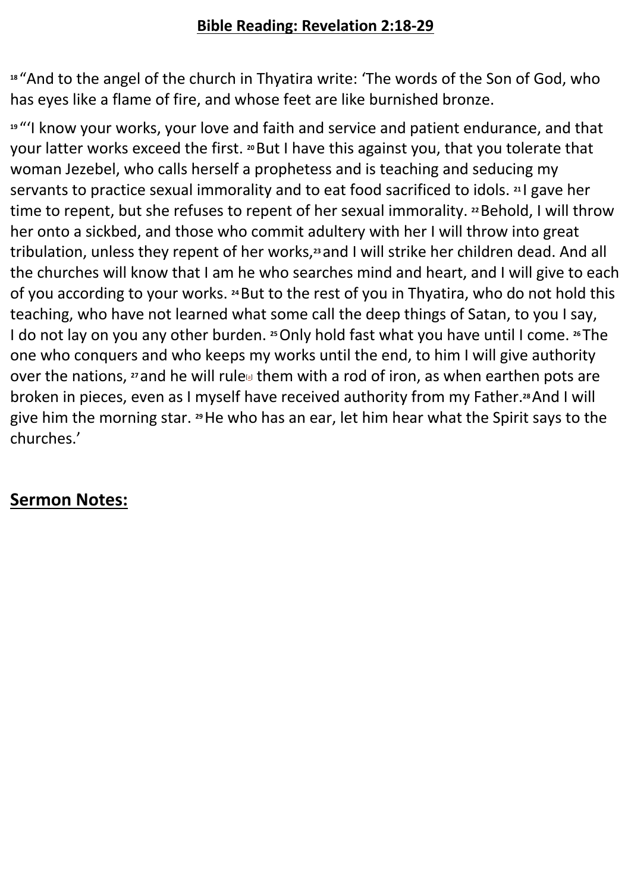## Bible Reading: Revelation 2:18-29

[18] "And to the angel of the church in Thyatira write: 'The words of the Son of God, who has eyes like a flame of fire, and whose feet are like burnished bronze.

[19] "'I know your works, your love and faith and service and patient endurance, and that your latter works exceed the first. [20] But I have this against you, that you tolerate that woman Jezebel, who calls herself a prophetess and is teaching and seducing my servants to practice sexual immorality and to eat food sacrificed to idols. [21] I gave her time to repent, but she refuses to repent of her sexual immorality. [22] Behold, I will throw her onto a sickbed, and those who commit adultery with her I will throw into great tribulation, unless they repent of her works,[23] and I will strike her children dead. And all the churches will know that I am he who searches mind and heart, and I will give to each of you according to your works. [24] But to the rest of you in Thyatira, who do not hold this teaching, who have not learned what some call the deep things of Satan, to you I say, I do not lay on you any other burden. [25] Only hold fast what you have until I come. [26] The one who conquers and who keeps my works until the end, to him I will give authority over the nations, [27] and he will rule[a] them with a rod of iron, as when earthen pots are broken in pieces, even as I myself have received authority from my Father.[28] And I will give him the morning star. [29] He who has an ear, let him hear what the Spirit says to the churches.'

## Sermon Notes: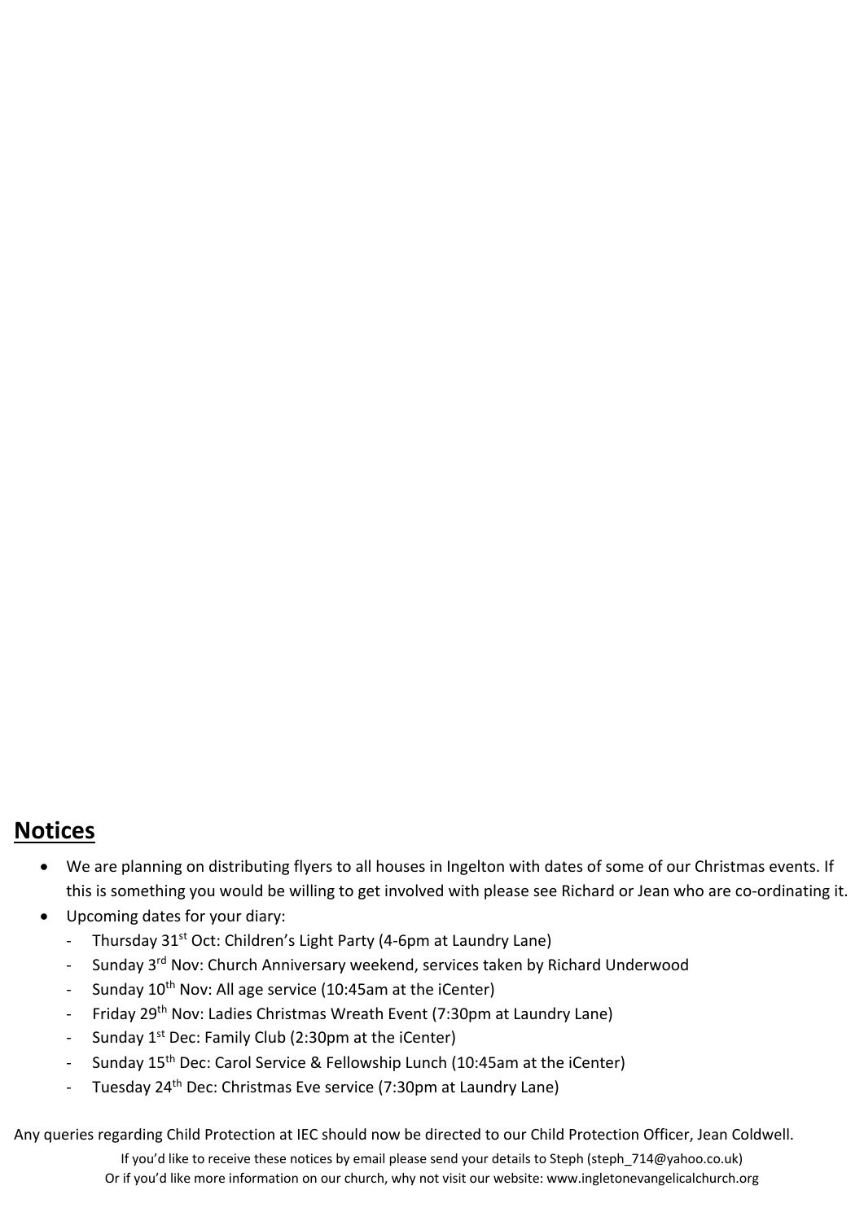## Notices

- We are planning on distributing flyers to all houses in Ingelton with dates of some of our Christmas events. If this is something you would be willing to get involved with please see Richard or Jean who are co-ordinating it.
- Upcoming dates for your diary:
  - Thursday 31st Oct: Children's Light Party (4-6pm at Laundry Lane)
  - Sunday 3rd Nov: Church Anniversary weekend, services taken by Richard Underwood
  - Sunday 10th Nov: All age service (10:45am at the iCenter)
  - Friday 29th Nov: Ladies Christmas Wreath Event (7:30pm at Laundry Lane)
  - Sunday 1st Dec: Family Club (2:30pm at the iCenter)
  - Sunday 15th Dec: Carol Service & Fellowship Lunch (10:45am at the iCenter)
  - Tuesday 24th Dec: Christmas Eve service (7:30pm at Laundry Lane)

Any queries regarding Child Protection at IEC should now be directed to our Child Protection Officer, Jean Coldwell.

If you'd like to receive these notices by email please send your details to Steph (steph_714@yahoo.co.uk)

Or if you'd like more information on our church, why not visit our website: www.ingletonevangelicalchurch.org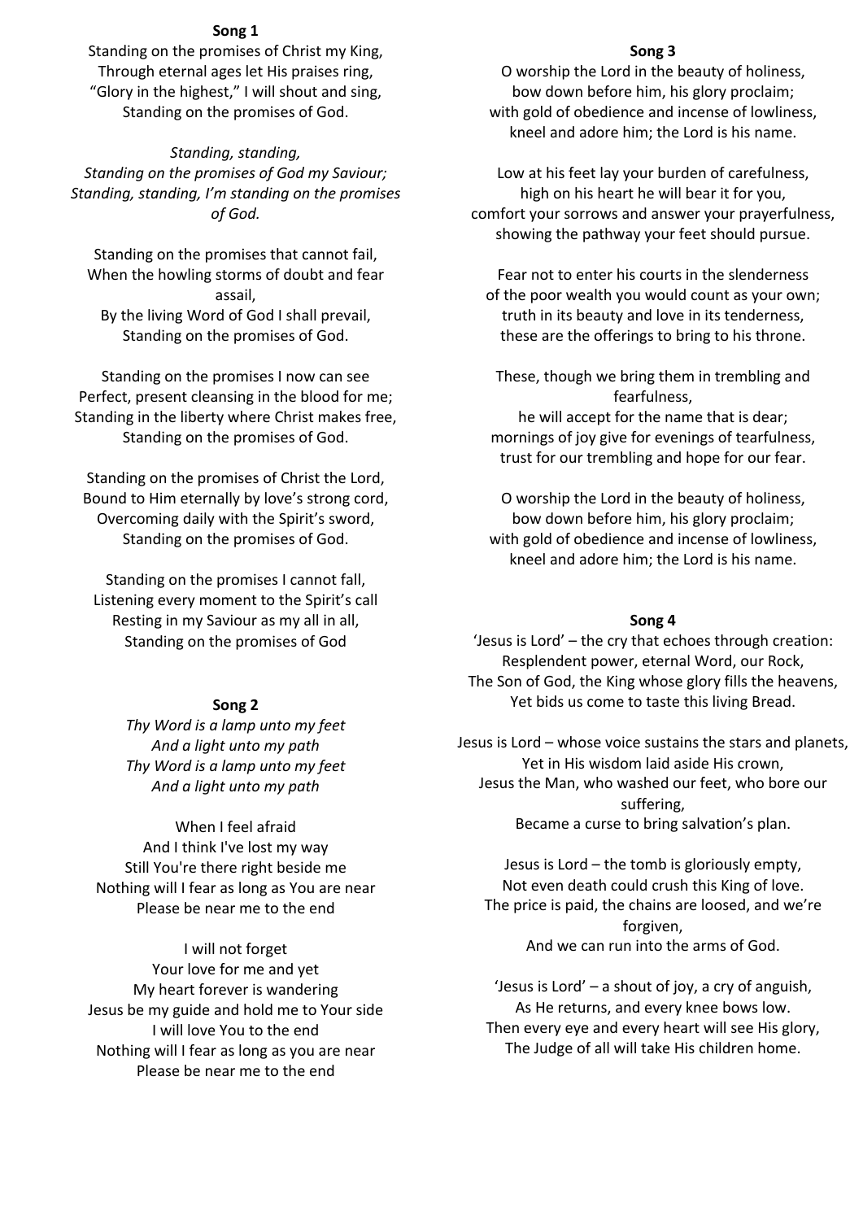**Song 1**

Standing on the promises of Christ my King,
Through eternal ages let His praises ring,
"Glory in the highest," I will shout and sing,
Standing on the promises of God.

*Standing, standing,*
*Standing on the promises of God my Saviour;*
*Standing, standing, I'm standing on the promises of God.*

Standing on the promises that cannot fail,
When the howling storms of doubt and fear assail,
By the living Word of God I shall prevail,
Standing on the promises of God.

Standing on the promises I now can see
Perfect, present cleansing in the blood for me;
Standing in the liberty where Christ makes free,
Standing on the promises of God.

Standing on the promises of Christ the Lord,
Bound to Him eternally by love's strong cord,
Overcoming daily with the Spirit's sword,
Standing on the promises of God.

Standing on the promises I cannot fall,
Listening every moment to the Spirit's call
Resting in my Saviour as my all in all,
Standing on the promises of God

**Song 2**

*Thy Word is a lamp unto my feet*
*And a light unto my path*
*Thy Word is a lamp unto my feet*
*And a light unto my path*

When I feel afraid
And I think I've lost my way
Still You're there right beside me
Nothing will I fear as long as You are near
Please be near me to the end

I will not forget
Your love for me and yet
My heart forever is wandering
Jesus be my guide and hold me to Your side
I will love You to the end
Nothing will I fear as long as you are near
Please be near me to the end

**Song 3**

O worship the Lord in the beauty of holiness,
bow down before him, his glory proclaim;
with gold of obedience and incense of lowliness,
kneel and adore him; the Lord is his name.

Low at his feet lay your burden of carefulness,
high on his heart he will bear it for you,
comfort your sorrows and answer your prayerfulness,
showing the pathway your feet should pursue.

Fear not to enter his courts in the slenderness
of the poor wealth you would count as your own;
truth in its beauty and love in its tenderness,
these are the offerings to bring to his throne.

These, though we bring them in trembling and fearfulness,
he will accept for the name that is dear;
mornings of joy give for evenings of tearfulness,
trust for our trembling and hope for our fear.

O worship the Lord in the beauty of holiness,
bow down before him, his glory proclaim;
with gold of obedience and incense of lowliness,
kneel and adore him; the Lord is his name.

**Song 4**

'Jesus is Lord' – the cry that echoes through creation:
Resplendent power, eternal Word, our Rock,
The Son of God, the King whose glory fills the heavens,
Yet bids us come to taste this living Bread.

Jesus is Lord – whose voice sustains the stars and planets,
Yet in His wisdom laid aside His crown,
Jesus the Man, who washed our feet, who bore our suffering,
Became a curse to bring salvation's plan.

Jesus is Lord – the tomb is gloriously empty,
Not even death could crush this King of love.
The price is paid, the chains are loosed, and we're forgiven,
And we can run into the arms of God.

'Jesus is Lord' – a shout of joy, a cry of anguish,
As He returns, and every knee bows low.
Then every eye and every heart will see His glory,
The Judge of all will take His children home.